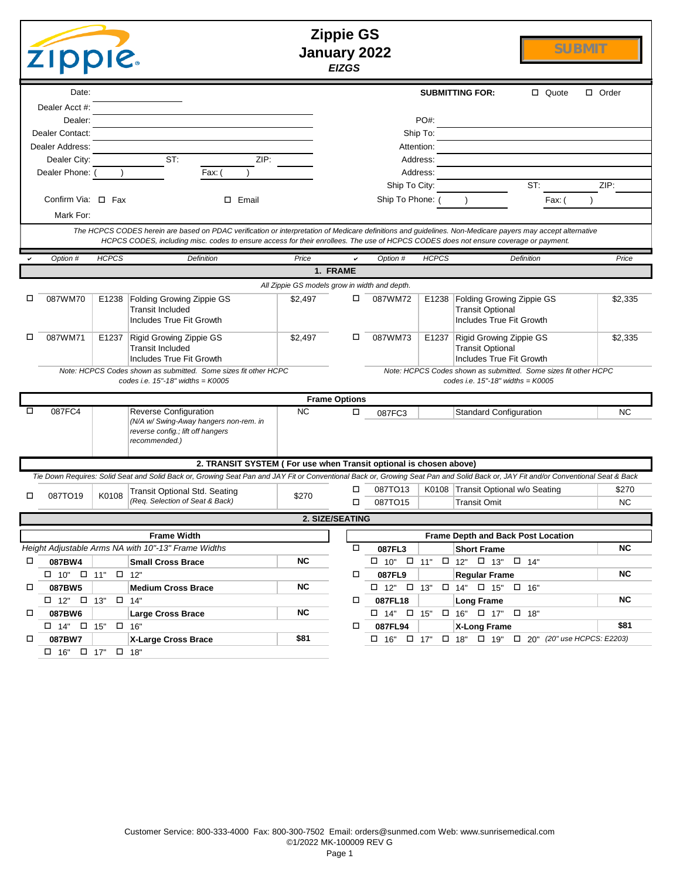# Zippie GS
## January 2022
*EIZGS*

SUBMIT

| | | | |
|---|---|---|---|
| Date: | | SUBMITTING FOR: | ☐ Quote ☐ Order |
| Dealer Acct #: | | | |
| Dealer: | | PO#: | |
| Dealer Contact: | | Ship To: | |
| Dealer Address: | | Attention: | |
| Dealer City: | ST: ZIP: | Address: | |
| Dealer Phone: ( ) | Fax: ( ) | Address: | |
| | | Ship To City: | ST: ZIP: |
| Confirm Via: ☐ Fax | ☐ Email | Ship To Phone: ( ) | Fax: ( ) |
| Mark For: | | | |

*The HCPCS CODES herein are based on PDAC verification or interpretation of Medicare definitions and guidelines. Non-Medicare payers may accept alternative HCPCS CODES, including misc. codes to ensure access for their enrollees. The use of HCPCS CODES does not ensure coverage or payment.*

## 1. FRAME

*All Zippie GS models grow in width and depth.*

| ✔ | Option # | HCPCS | Definition | Price | ✔ | Option # | HCPCS | Definition | Price |
|---|---|---|---|---|---|---|---|---|---|
| ☐ | 087WM70 | E1238 | Folding Growing Zippie GS<br>Transit Included<br>Includes True Fit Growth | $2,497 | ☐ | 087WM72 | E1238 | Folding Growing Zippie GS<br>Transit Optional<br>Includes True Fit Growth | $2,335 |
| ☐ | 087WM71 | E1237 | Rigid Growing Zippie GS<br>Transit Included<br>Includes True Fit Growth | $2,497 | ☐ | 087WM73 | E1237 | Rigid Growing Zippie GS<br>Transit Optional<br>Includes True Fit Growth | $2,335 |

*Note: HCPCS Codes shown as submitted. Some sizes fit other HCPC codes i.e. 15"-18" widths = K0005*

*Note: HCPCS Codes shown as submitted. Some sizes fit other HCPC codes i.e. 15"-18" widths = K0005*

### Frame Options

| ✔ | Option # | HCPCS | Definition | Price | ✔ | Option # | HCPCS | Definition | Price |
|---|---|---|---|---|---|---|---|---|---|
| ☐ | 087FC4 | | Reverse Configuration<br>*(N/A w/ Swing-Away hangers non-rem. in reverse config.; lift off hangers recommended.)* | NC | ☐ | 087FC3 | | Standard Configuration | NC |

## 2. TRANSIT SYSTEM ( For use when Transit optional is chosen above)

*Tie Down Requires: Solid Seat and Solid Back or, Growing Seat Pan and JAY Fit or Conventional Back or, Growing Seat Pan and Solid Back or, JAY Fit and/or Conventional Seat & Back*

| ✔ | Option # | HCPCS | Definition | Price | ✔ | Option # | HCPCS | Definition | Price |
|---|---|---|---|---|---|---|---|---|---|
| ☐ | 087TO19 | K0108 | Transit Optional Std. Seating<br>*(Req. Selection of Seat & Back)* | $270 | ☐ | 087TO13 | K0108 | Transit Optional w/o Seating | $270 |
| | | | | | ☐ | 087TO15 | | Transit Omit | NC |

## 2. SIZE/SEATING

### Frame Width

*Height Adjustable Arms NA with 10"-13" Frame Widths*

| ✔ | Option # | HCPCS | Definition | Price |
|---|---|---|---|---|
| ☐ | **087BW4** | | **Small Cross Brace** | **NC** |
| | ☐ 10" ☐ 11" ☐ 12" | | | |
| ☐ | **087BW5** | | **Medium Cross Brace** | **NC** |
| | ☐ 12" ☐ 13" ☐ 14" | | | |
| ☐ | **087BW6** | | **Large Cross Brace** | **NC** |
| | ☐ 14" ☐ 15" ☐ 16" | | | |
| ☐ | **087BW7** | | **X-Large Cross Brace** | **$81** |
| | ☐ 16" ☐ 17" ☐ 18" | | | |

### Frame Depth and Back Post Location

| ✔ | Option # | HCPCS | Definition | Price |
|---|---|---|---|---|
| ☐ | **087FL3** | | **Short Frame** | **NC** |
| | ☐ 10" ☐ 11" ☐ 12" ☐ 13" ☐ 14" | | | |
| ☐ | **087FL9** | | **Regular Frame** | **NC** |
| | ☐ 12" ☐ 13" ☐ 14" ☐ 15" ☐ 16" | | | |
| ☐ | **087FL18** | | **Long Frame** | **NC** |
| | ☐ 14" ☐ 15" ☐ 16" ☐ 17" ☐ 18" | | | |
| ☐ | **087FL94** | | **X-Long Frame** | **$81** |
| | ☐ 16" ☐ 17" ☐ 18" ☐ 19" ☐ 20" *(20" use HCPCS: E2203)* | | | |

Customer Service: 800-333-4000 Fax: 800-300-7502 Email: orders@sunmed.com Web: www.sunrisemedical.com
©1/2022 MK-100009 REV G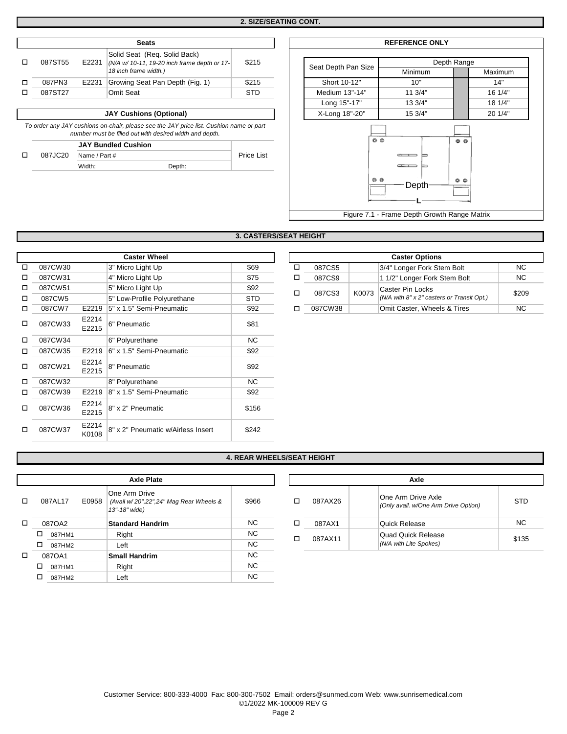## 2. SIZE/SEATING CONT.

| | Seats | | | |
|---|---|---|---|---|
| ☐ | 087ST55 | E2231 | Solid Seat (Req. Solid Back) *(N/A w/ 10-11, 19-20 inch frame depth or 17-18 inch frame width.)* | $215 |
| ☐ | 087PN3 | E2231 | Growing Seat Pan Depth (Fig. 1) | $215 |
| ☐ | 087ST27 | | Omit Seat | STD |

**JAY Cushions (Optional)**

*To order any JAY cushions on-chair, please see the JAY price list. Cushion name or part number must be filled out with desired width and depth.*

| | | JAY Bundled Cushion | |
|---|---|---|---|
| ☐ | 087JC20 | Name / Part #<br>Width: Depth: | Price List |

**REFERENCE ONLY**

| Seat Depth Pan Size | Depth Range Minimum | Depth Range Maximum |
|---|---|---|
| Short 10-12" | 10" | 14" |
| Medium 13"-14" | 11 3/4" | 16 1/4" |
| Long 15"-17" | 13 3/4" | 18 1/4" |
| X-Long 18"-20" | 15 3/4" | 20 1/4" |

Figure 7.1 - Frame Depth Growth Range Matrix

## 3. CASTERS/SEAT HEIGHT

| | Caster Wheel | | | |
|---|---|---|---|---|
| ☐ | 087CW30 | | 3" Micro Light Up | $69 |
| ☐ | 087CW31 | | 4" Micro Light Up | $75 |
| ☐ | 087CW51 | | 5" Micro Light Up | $92 |
| ☐ | 087CW5 | | 5" Low-Profile Polyurethane | STD |
| ☐ | 087CW7 | E2219 | 5" x 1.5" Semi-Pneumatic | $92 |
| ☐ | 087CW33 | E2214 E2215 | 6" Pneumatic | $81 |
| ☐ | 087CW34 | | 6" Polyurethane | NC |
| ☐ | 087CW35 | E2219 | 6" x 1.5" Semi-Pneumatic | $92 |
| ☐ | 087CW21 | E2214 E2215 | 8" Pneumatic | $92 |
| ☐ | 087CW32 | | 8" Polyurethane | NC |
| ☐ | 087CW39 | E2219 | 8" x 1.5" Semi-Pneumatic | $92 |
| ☐ | 087CW36 | E2214 E2215 | 8" x 2" Pneumatic | $156 |
| ☐ | 087CW37 | E2214 K0108 | 8" x 2" Pneumatic w/Airless Insert | $242 |

| | Caster Options | | | |
|---|---|---|---|---|
| ☐ | 087CS5 | | 3/4" Longer Fork Stem Bolt | NC |
| ☐ | 087CS9 | | 1 1/2" Longer Fork Stem Bolt | NC |
| ☐ | 087CS3 | K0073 | Caster Pin Locks *(N/A with 8" x 2" casters or Transit Opt.)* | $209 |
| ☐ | 087CW38 | | Omit Caster, Wheels & Tires | NC |

## 4. REAR WHEELS/SEAT HEIGHT

| | Axle Plate | | | |
|---|---|---|---|---|
| ☐ | 087AL17 | E0958 | One Arm Drive *(Avail w/ 20",22",24" Mag Rear Wheels & 13"-18" wide)* | $966 |
| ☐ | 087OA2 | | **Standard Handrim** | NC |
| ☐ | 087HM1 | | Right | NC |
| ☐ | 087HM2 | | Left | NC |
| ☐ | 087OA1 | | **Small Handrim** | NC |
| ☐ | 087HM1 | | Right | NC |
| ☐ | 087HM2 | | Left | NC |

| | Axle | | | |
|---|---|---|---|---|
| ☐ | 087AX26 | | One Arm Drive Axle *(Only avail. w/One Arm Drive Option)* | STD |
| ☐ | 087AX1 | | Quick Release | NC |
| ☐ | 087AX11 | | Quad Quick Release *(N/A with Lite Spokes)* | $135 |

Customer Service: 800-333-4000 Fax: 800-300-7502 Email: orders@sunmed.com Web: www.sunrisemedical.com
©1/2022 MK-100009 REV G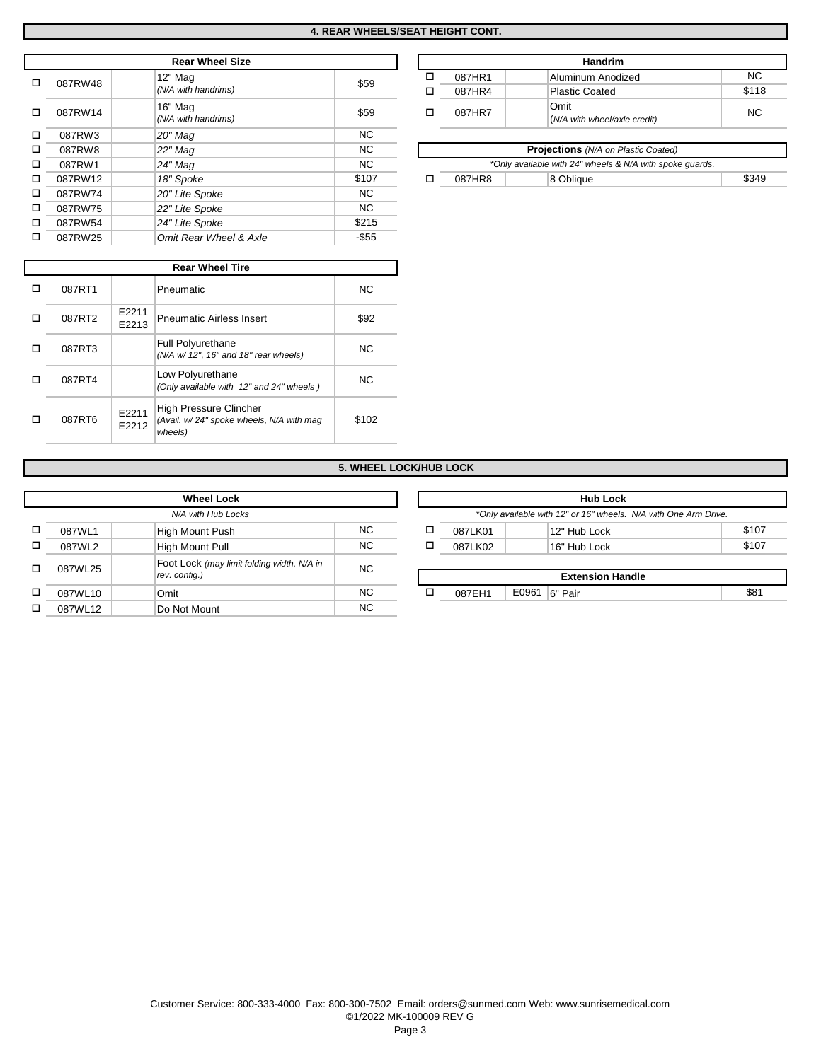## 4. REAR WHEELS/SEAT HEIGHT CONT.

### Rear Wheel Size

| ☐ | Code | HCPCS | Description | Price |
|---|---|---|---|---|
| ☐ | 087RW48 | | 12" Mag *(N/A with handrims)* | $59 |
| ☐ | 087RW14 | | 16" Mag *(N/A with handrims)* | $59 |
| ☐ | 087RW3 | | *20" Mag* | NC |
| ☐ | 087RW8 | | *22" Mag* | NC |
| ☐ | 087RW1 | | *24" Mag* | NC |
| ☐ | 087RW12 | | *18" Spoke* | $107 |
| ☐ | 087RW74 | | *20" Lite Spoke* | NC |
| ☐ | 087RW75 | | *22" Lite Spoke* | NC |
| ☐ | 087RW54 | | *24" Lite Spoke* | $215 |
| ☐ | 087RW25 | | *Omit Rear Wheel & Axle* | -$55 |

### Rear Wheel Tire

| ☐ | Code | HCPCS | Description | Price |
|---|---|---|---|---|
| ☐ | 087RT1 | | Pneumatic | NC |
| ☐ | 087RT2 | E2211 E2213 | Pneumatic Airless Insert | $92 |
| ☐ | 087RT3 | | Full Polyurethane *(N/A w/ 12", 16" and 18" rear wheels)* | NC |
| ☐ | 087RT4 | | Low Polyurethane *(Only available with 12" and 24" wheels )* | NC |
| ☐ | 087RT6 | E2211 E2212 | High Pressure Clincher *(Avail. w/ 24" spoke wheels, N/A with mag wheels)* | $102 |

### Handrim

| ☐ | Code | HCPCS | Description | Price |
|---|---|---|---|---|
| ☐ | 087HR1 | | Aluminum Anodized | NC |
| ☐ | 087HR4 | | Plastic Coated | $118 |
| ☐ | 087HR7 | | Omit (*N/A with wheel/axle credit)* | NC |

### Projections *(N/A on Plastic Coated)*

*\*Only available with 24" wheels & N/A with spoke guards.*

| ☐ | Code | HCPCS | Description | Price |
|---|---|---|---|---|
| ☐ | 087HR8 | | 8 Oblique | $349 |

## 5. WHEEL LOCK/HUB LOCK

### Wheel Lock

*N/A with Hub Locks*

| ☐ | Code | HCPCS | Description | Price |
|---|---|---|---|---|
| ☐ | 087WL1 | | High Mount Push | NC |
| ☐ | 087WL2 | | High Mount Pull | NC |
| ☐ | 087WL25 | | Foot Lock *(may limit folding width, N/A in rev. config.)* | NC |
| ☐ | 087WL10 | | Omit | NC |
| ☐ | 087WL12 | | Do Not Mount | NC |

### Hub Lock

*\*Only available with 12" or 16" wheels. N/A with One Arm Drive.*

| ☐ | Code | HCPCS | Description | Price |
|---|---|---|---|---|
| ☐ | 087LK01 | | 12" Hub Lock | $107 |
| ☐ | 087LK02 | | 16" Hub Lock | $107 |

### Extension Handle

| ☐ | Code | HCPCS | Description | Price |
|---|---|---|---|---|
| ☐ | 087EH1 | E0961 | 6" Pair | $81 |

Customer Service: 800-333-4000 Fax: 800-300-7502 Email: orders@sunmed.com Web: www.sunrisemedical.com
©1/2022 MK-100009 REV G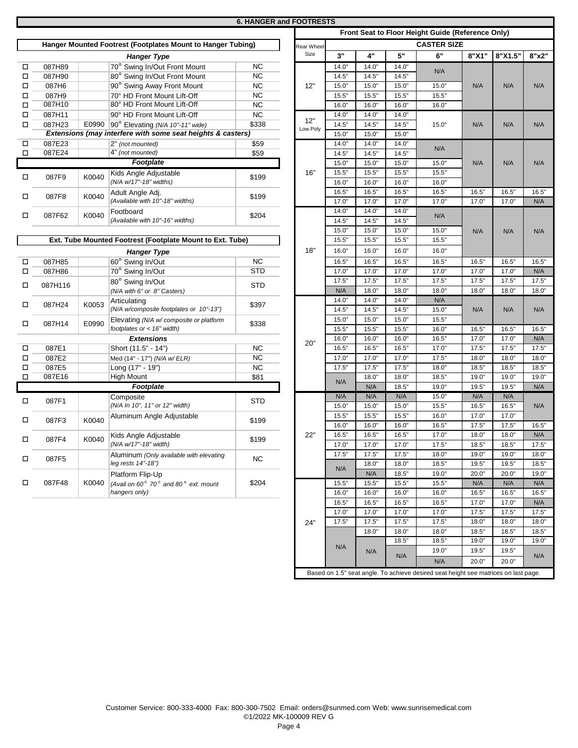## 6. HANGER and FOOTRESTS

### Hanger Mounted Footrest (Footplates Mount to Hanger Tubing)

| | | | *Hanger Type* | |
|---|---|---|---|---|
| ☐ | 087H89 | | 70° Swing In/Out Front Mount | NC |
| ☐ | 087H90 | | 80° Swing In/Out Front Mount | NC |
| ☐ | 087H6 | | 90° Swing Away Front Mount | NC |
| ☐ | 087H9 | | 70° HD Front Mount Lift-Off | NC |
| ☐ | 087H10 | | 80° HD Front Mount Lift-Off | NC |
| ☐ | 087H11 | | 90° HD Front Mount Lift-Off | NC |
| ☐ | 087H23 | E0990 | 90° Elevating *(N/A 10"-11" wide)* | $338 |
| | | | ***Extensions (may interfere with some seat heights & casters)*** | |
| ☐ | 087E23 | | 2" *(not mounted)* | $59 |
| ☐ | 087E24 | | 4" *(not mounted)* | $59 |
| | | | ***Footplate*** | |
| ☐ | 087F9 | K0040 | Kids Angle Adjustable *(N/A w/17"-18" widths)* | $199 |
| ☐ | 087F8 | K0040 | Adult Angle Adj. *(Available with 10"-18" widths)* | $199 |
| ☐ | 087F62 | K0040 | Footboard *(Available with 10"-16" widths)* | $204 |

### Ext. Tube Mounted Footrest (Footplate Mount to Ext. Tube)

| | | | *Hanger Type* | |
|---|---|---|---|---|
| ☐ | 087H85 | | 60° Swing In/Out | NC |
| ☐ | 087H86 | | 70° Swing In/Out | STD |
| ☐ | 087H116 | | 80° Swing In/Out *(N/A with 6" or 8" Casters)* | STD |
| ☐ | 087H24 | K0053 | Articulating *(N/A w/composite footplates or 10"-13")* | $397 |
| ☐ | 087H14 | E0990 | Elevating *(N/A w/ composite or platform footplates or < 16" width)* | $338 |
| | | | ***Extensions*** | |
| ☐ | 087E1 | | Short (11.5" - 14") | NC |
| ☐ | 087E2 | | Med (14" - 17") *(N/A w/ ELR)* | NC |
| ☐ | 087E5 | | Long (17" - 19") | NC |
| ☐ | 087E16 | | High Mount | $81 |
| | | | ***Footplate*** | |
| ☐ | 087F1 | | Composite *(N/A In 10", 11" or 12" width)* | STD |
| ☐ | 087F3 | K0040 | Aluminum Angle Adjustable | $199 |
| ☐ | 087F4 | K0040 | Kids Angle Adjustable *(N/A w/17"-18" width)* | $199 |
| ☐ | 087F5 | | Aluminum *(Only available with elevating leg rests 14"-18")* | NC |
| ☐ | 087F48 | K0040 | Platform Flip-Up *(Avail on 60° 70° and 80° ext. mount hangers only)* | $204 |

### Front Seat to Floor Height Guide (Reference Only)

| Rear Wheel Size | CASTER SIZE | | | | | | |
|---|---|---|---|---|---|---|---|
| | 3" | 4" | 5" | 6" | 8"X1" | 8"X1.5" | 8"x2" |
| 12" | 14.0" | 14.0" | 14.0" | N/A | N/A | N/A | N/A |
| | 14.5" | 14.5" | 14.5" | | | | |
| | 15.0" | 15.0" | 15.0" | 15.0" | | | |
| | 15.5" | 15.5" | 15.5" | 15.5" | | | |
| | 16.0" | 16.0" | 16.0" | 16.0" | | | |
| 12" Low Poly | 14.0" | 14.0" | 14.0" | 15.0" | N/A | N/A | N/A |
| | 14.5" | 14.5" | 14.5" | | | | |
| | 15.0" | 15.0" | 15.0" | | | | |
| 16" | 14.0" | 14.0" | 14.0" | N/A | N/A | N/A | N/A |
| | 14.5" | 14.5" | 14.5" | | | | |
| | 15.0" | 15.0" | 15.0" | 15.0" | | | |
| | 15.5" | 15.5" | 15.5" | 15.5" | | | |
| | 16.0" | 16.0" | 16.0" | 16.0" | | | |
| | 16.5" | 16.5" | 16.5" | 16.5" | 16.5" | 16.5" | 16.5" |
| | 17.0" | 17.0" | 17.0" | 17.0" | 17.0" | 17.0" | N/A |
| 18" | 14.0" | 14.0" | 14.0" | N/A | N/A | N/A | N/A |
| | 14.5" | 14.5" | 14.5" | | | | |
| | 15.0" | 15.0" | 15.0" | 15.0" | | | |
| | 15.5" | 15.5" | 15.5" | 15.5" | | | |
| | 16.0" | 16.0" | 16.0" | 16.0" | | | |
| | 16.5" | 16.5" | 16.5" | 16.5" | 16.5" | 16.5" | 16.5" |
| | 17.0" | 17.0" | 17.0" | 17.0" | 17.0" | 17.0" | N/A |
| | 17.5" | 17.5" | 17.5" | 17.5" | 17.5" | 17.5" | 17.5" |
| | N/A | 18.0" | 18.0" | 18.0" | 18.0" | 18.0" | 18.0" |
| 20" | 14.0" | 14.0" | 14.0" | N/A | N/A | N/A | N/A |
| | 14.5" | 14.5" | 14.5" | 15.0" | | | |
| | 15.0" | 15.0" | 15.0" | 15.5" | | | |
| | 15.5" | 15.5" | 15.5" | 16.0" | 16.5" | 16.5" | 16.5" |
| | 16.0" | 16.0" | 16.0" | 16.5" | 17.0" | 17.0" | N/A |
| | 16.5" | 16.5" | 16.5" | 17.0" | 17.5" | 17.5" | 17.5" |
| | 17.0" | 17.0" | 17.0" | 17.5" | 18.0" | 18.0" | 18.0" |
| | 17.5" | 17.5" | 17.5" | 18.0" | 18.5" | 18.5" | 18.5" |
| | N/A | 18.0" | 18.0" | 18.5" | 19.0" | 19.0" | 19.0" |
| | | N/A | 18.5" | 19.0" | 19.5" | 19.5" | N/A |
| 22" | N/A | N/A | N/A | 15.0" | N/A | N/A | N/A |
| | 15.0" | 15.0" | 15.0" | 15.5" | 16.5" | 16.5" | |
| | 15.5" | 15.5" | 15.5" | 16.0" | 17.0" | 17.0" | |
| | 16.0" | 16.0" | 16.0" | 16.5" | 17.5" | 17.5" | 16.5" |
| | 16.5" | 16.5" | 16.5" | 17.0" | 18.0" | 18.0" | N/A |
| | 17.0" | 17.0" | 17.0" | 17.5" | 18.5" | 18.5" | 17.5" |
| | 17.5" | 17.5" | 17.5" | 18.0" | 19.0" | 19.0" | 18.0" |
| | N/A | 18.0" | 18.0" | 18.5" | 19.5" | 19.5" | 18.5" |
| | | N/A | 18.5" | 19.0" | 20.0" | 20.0" | 19.0" |
| 24" | 15.5" | 15.5" | 15.5" | 15.5" | N/A | N/A | N/A |
| | 16.0" | 16.0" | 16.0" | 16.0" | 16.5" | 16.5" | 16.5" |
| | 16.5" | 16.5" | 16.5" | 16.5" | 17.0" | 17.0" | N/A |
| | 17.0" | 17.0" | 17.0" | 17.0" | 17.5" | 17.5" | 17.5" |
| | 17.5" | 17.5" | 17.5" | 17.5" | 18.0" | 18.0" | 18.0" |
| | N/A | 18.0" | 18.0" | 18.0" | 18.5" | 18.5" | 18.5" |
| | | N/A | 18.5" | 18.5" | 19.0" | 19.0" | 19.0" |
| | | | N/A | 19.0" | 19.5" | 19.5" | N/A |
| | | | | N/A | 20.0" | 20.0" | |

Based on 1.5" seat angle. To achieve desired seat height see matrices on last page.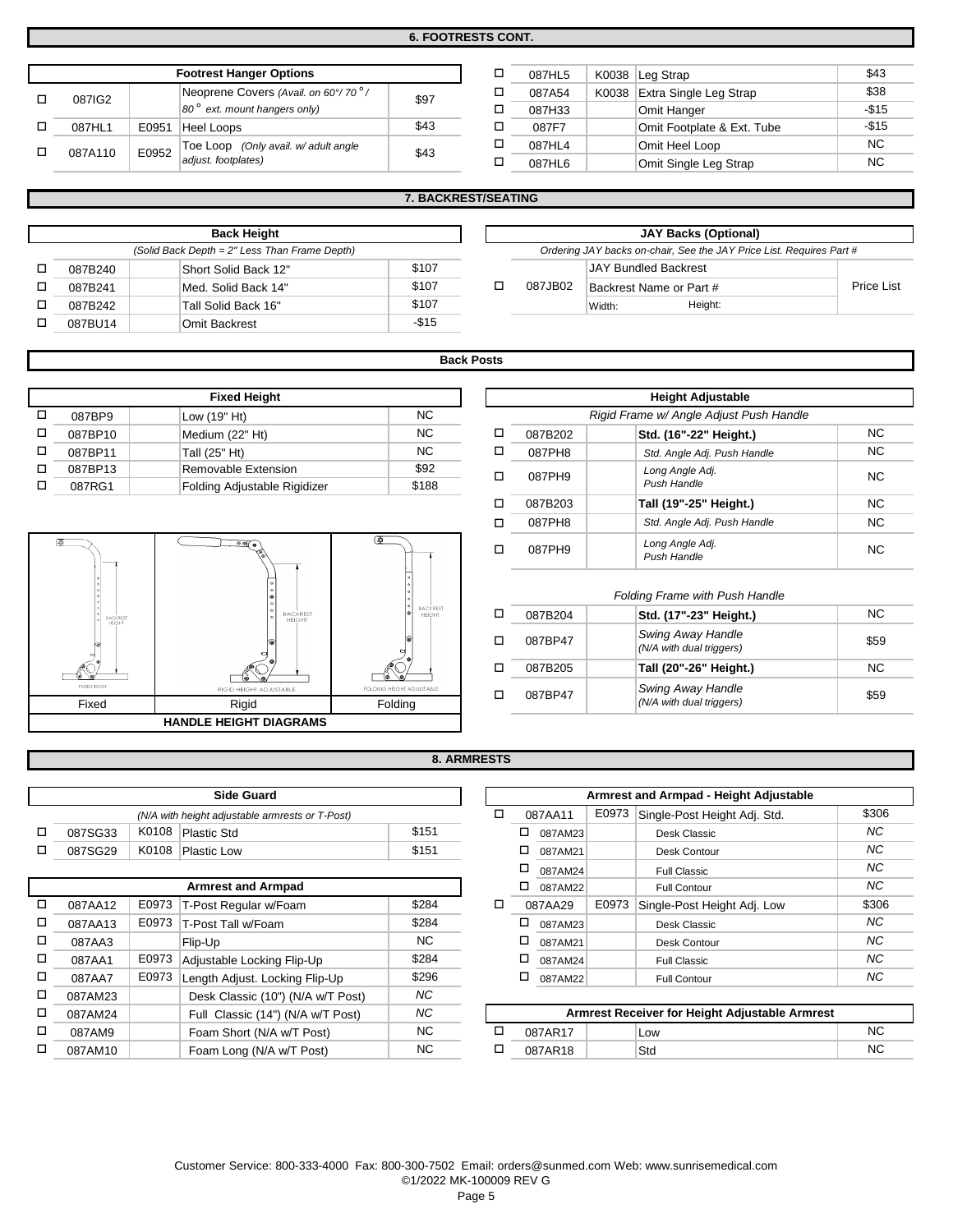## 6. FOOTRESTS CONT.

| | | | Footrest Hanger Options | |
|---|---|---|---|---|
| ☐ | 087IG2 | | Neoprene Covers *(Avail. on 60°/ 70°/ 80° ext. mount hangers only)* | $97 |
| ☐ | 087HL1 | E0951 | Heel Loops | $43 |
| ☐ | 087A110 | E0952 | Toe Loop *(Only avail. w/ adult angle adjust. footplates)* | $43 |

| | | | | |
|---|---|---|---|---|
| ☐ | 087HL5 | K0038 | Leg Strap | $43 |
| ☐ | 087A54 | K0038 | Extra Single Leg Strap | $38 |
| ☐ | 087H33 | | Omit Hanger | -$15 |
| ☐ | 087F7 | | Omit Footplate & Ext. Tube | -$15 |
| ☐ | 087HL4 | | Omit Heel Loop | NC |
| ☐ | 087HL6 | | Omit Single Leg Strap | NC |

## 7. BACKREST/SEATING

| | | | Back Height | |
|---|---|---|---|---|
| | | | *(Solid Back Depth = 2" Less Than Frame Depth)* | |
| ☐ | 087B240 | | Short Solid Back 12" | $107 |
| ☐ | 087B241 | | Med. Solid Back 14" | $107 |
| ☐ | 087B242 | | Tall Solid Back 16" | $107 |
| ☐ | 087BU14 | | Omit Backrest | -$15 |

| | | JAY Backs (Optional) | |
|---|---|---|---|
| | | *Ordering JAY backs on-chair, See the JAY Price List. Requires Part #* | |
| ☐ | 087JB02 | JAY Bundled Backrest<br>Backrest Name or Part #<br>Width: Height: | Price List |

### Back Posts

| | | | Fixed Height | |
|---|---|---|---|---|
| ☐ | 087BP9 | | Low (19" Ht) | NC |
| ☐ | 087BP10 | | Medium (22" Ht) | NC |
| ☐ | 087BP11 | | Tall (25" Ht) | NC |
| ☐ | 087BP13 | | Removable Extension | $92 |
| ☐ | 087RG1 | | Folding Adjustable Rigidizer | $188 |

| | | | Height Adjustable | |
|---|---|---|---|---|
| | | | *Rigid Frame w/ Angle Adjust Push Handle* | |
| ☐ | 087B202 | | **Std. (16"-22" Height.)** | NC |
| ☐ | 087PH8 | | *Std. Angle Adj. Push Handle* | NC |
| ☐ | 087PH9 | | *Long Angle Adj. Push Handle* | NC |
| ☐ | 087B203 | | **Tall (19"-25" Height.)** | NC |
| ☐ | 087PH8 | | *Std. Angle Adj. Push Handle* | NC |
| ☐ | 087PH9 | | *Long Angle Adj. Push Handle* | NC |
| | | | *Folding Frame with Push Handle* | |
| ☐ | 087B204 | | **Std. (17"-23" Height.)** | NC |
| ☐ | 087BP47 | | Swing Away Handle *(N/A with dual triggers)* | $59 |
| ☐ | 087B205 | | **Tall (20"-26" Height.)** | NC |
| ☐ | 087BP47 | | Swing Away Handle *(N/A with dual triggers)* | $59 |

| Fixed | Rigid | Folding |
|---|---|---|

**HANDLE HEIGHT DIAGRAMS**

## 8. ARMRESTS

| | | | Side Guard | |
|---|---|---|---|---|
| | | | *(N/A with height adjustable armrests or T-Post)* | |
| ☐ | 087SG33 | K0108 | Plastic Std | $151 |
| ☐ | 087SG29 | K0108 | Plastic Low | $151 |

| | | | Armrest and Armpad | |
|---|---|---|---|---|
| ☐ | 087AA12 | E0973 | T-Post Regular w/Foam | $284 |
| ☐ | 087AA13 | E0973 | T-Post Tall w/Foam | $284 |
| ☐ | 087AA3 | | Flip-Up | NC |
| ☐ | 087AA1 | E0973 | Adjustable Locking Flip-Up | $284 |
| ☐ | 087AA7 | E0973 | Length Adjust. Locking Flip-Up | $296 |
| ☐ | 087AM23 | | Desk Classic (10") (N/A w/T Post) | *NC* |
| ☐ | 087AM24 | | Full Classic (14") (N/A w/T Post) | *NC* |
| ☐ | 087AM9 | | Foam Short (N/A w/T Post) | NC |
| ☐ | 087AM10 | | Foam Long (N/A w/T Post) | NC |

| | | | Armrest and Armpad - Height Adjustable | |
|---|---|---|---|---|
| ☐ | 087AA11 | E0973 | Single-Post Height Adj. Std. | $306 |
| | ☐ 087AM23 | | Desk Classic | *NC* |
| | ☐ 087AM21 | | Desk Contour | *NC* |
| | ☐ 087AM24 | | Full Classic | *NC* |
| | ☐ 087AM22 | | Full Contour | *NC* |
| ☐ | 087AA29 | E0973 | Single-Post Height Adj. Low | $306 |
| | ☐ 087AM23 | | Desk Classic | *NC* |
| | ☐ 087AM21 | | Desk Contour | *NC* |
| | ☐ 087AM24 | | Full Classic | *NC* |
| | ☐ 087AM22 | | Full Contour | *NC* |

| | | | Armrest Receiver for Height Adjustable Armrest | |
|---|---|---|---|---|
| ☐ | 087AR17 | | Low | NC |
| ☐ | 087AR18 | | Std | NC |

Customer Service: 800-333-4000 Fax: 800-300-7502 Email: orders@sunmed.com Web: www.sunrisemedical.com
©1/2022 MK-100009 REV G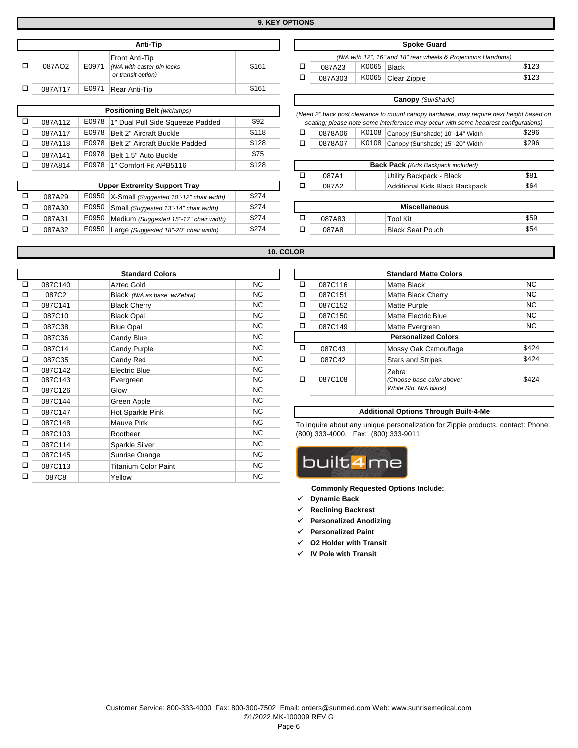## 9. KEY OPTIONS

| Anti-Tip | | | | |
|---|---|---|---|---|
| ☐ | 087AO2 | E0971 | Front Anti-Tip *(N/A with caster pin locks or transit option)* | $161 |
| ☐ | 087AT17 | E0971 | Rear Anti-Tip | $161 |

| Positioning Belt *(w/clamps)* | | | | |
|---|---|---|---|---|
| ☐ | 087A112 | E0978 | 1" Dual Pull Side Squeeze Padded | $92 |
| ☐ | 087A117 | E0978 | Belt 2" Aircraft Buckle | $118 |
| ☐ | 087A118 | E0978 | Belt 2" Aircraft Buckle Padded | $128 |
| ☐ | 087A141 | E0978 | Belt 1.5" Auto Buckle | $75 |
| ☐ | 087A814 | E0978 | 1" Comfort Fit APB5116 | $128 |

| Upper Extremity Support Tray | | | | |
|---|---|---|---|---|
| ☐ | 087A29 | E0950 | X-Small *(Suggested 10"-12" chair width)* | $274 |
| ☐ | 087A30 | E0950 | Small *(Suggested 13"-14" chair width)* | $274 |
| ☐ | 087A31 | E0950 | Medium *(Suggested 15"-17" chair width)* | $274 |
| ☐ | 087A32 | E0950 | Large *(Suggested 18"-20" chair width)* | $274 |

| Spoke Guard | | | | |
|---|---|---|---|---|
| | | | *(N/A with 12", 16" and 18" rear wheels & Projections Handrims)* | |
| ☐ | 087A23 | K0065 | Black | $123 |
| ☐ | 087A303 | K0065 | Clear Zippie | $123 |

| Canopy *(SunShade)* | | | | |
|---|---|---|---|---|
| | | | *(Need 2" back post clearance to mount canopy hardware, may require next height based on seating; please note some interference may occur with some headrest configurations)* | |
| ☐ | 0878A06 | K0108 | Canopy (Sunshade) 10"-14" Width | $296 |
| ☐ | 0878A07 | K0108 | Canopy (Sunshade) 15"-20" Width | $296 |

| Back Pack *(Kids Backpack included)* | | | | |
|---|---|---|---|---|
| ☐ | 087A1 | | Utility Backpack - Black | $81 |
| ☐ | 087A2 | | Additional Kids Black Backpack | $64 |

| Miscellaneous | | | | |
|---|---|---|---|---|
| ☐ | 087A83 | | Tool Kit | $59 |
| ☐ | 087A8 | | Black Seat Pouch | $54 |

## 10. COLOR

| Standard Colors | | | | |
|---|---|---|---|---|
| ☐ | 087C140 | | Aztec Gold | NC |
| ☐ | 087C2 | | Black *(N/A as base w/Zebra)* | NC |
| ☐ | 087C141 | | Black Cherry | NC |
| ☐ | 087C10 | | Black Opal | NC |
| ☐ | 087C38 | | Blue Opal | NC |
| ☐ | 087C36 | | Candy Blue | NC |
| ☐ | 087C14 | | Candy Purple | NC |
| ☐ | 087C35 | | Candy Red | NC |
| ☐ | 087C142 | | Electric Blue | NC |
| ☐ | 087C143 | | Evergreen | NC |
| ☐ | 087C126 | | Glow | NC |
| ☐ | 087C144 | | Green Apple | NC |
| ☐ | 087C147 | | Hot Sparkle Pink | NC |
| ☐ | 087C148 | | Mauve Pink | NC |
| ☐ | 087C103 | | Rootbeer | NC |
| ☐ | 087C114 | | Sparkle Silver | NC |
| ☐ | 087C145 | | Sunrise Orange | NC |
| ☐ | 087C113 | | Titanium Color Paint | NC |
| ☐ | 087C8 | | Yellow | NC |

| Standard Matte Colors | | | | |
|---|---|---|---|---|
| ☐ | 087C116 | | Matte Black | NC |
| ☐ | 087C151 | | Matte Black Cherry | NC |
| ☐ | 087C152 | | Matte Purple | NC |
| ☐ | 087C150 | | Matte Electric Blue | NC |
| ☐ | 087C149 | | Matte Evergreen | NC |
| **Personalized Colors** | | | | |
| ☐ | 087C43 | | Mossy Oak Camouflage | $424 |
| ☐ | 087C42 | | Stars and Stripes | $424 |
| ☐ | 087C108 | | Zebra *(Choose base color above: White Std, N/A black)* | $424 |

**Additional Options Through Built-4-Me**

To inquire about any unique personalization for Zippie products, contact: Phone: (800) 333-4000, Fax: (800) 333-9011

built4me

**Commonly Requested Options Include:**

- ✓ **Dynamic Back**
- ✓ **Reclining Backrest**
- ✓ **Personalized Anodizing**
- ✓ **Personalized Paint**
- ✓ **O2 Holder with Transit**
- ✓ **IV Pole with Transit**

Customer Service: 800-333-4000 Fax: 800-300-7502 Email: orders@sunmed.com Web: www.sunrisemedical.com
©1/2022 MK-100009 REV G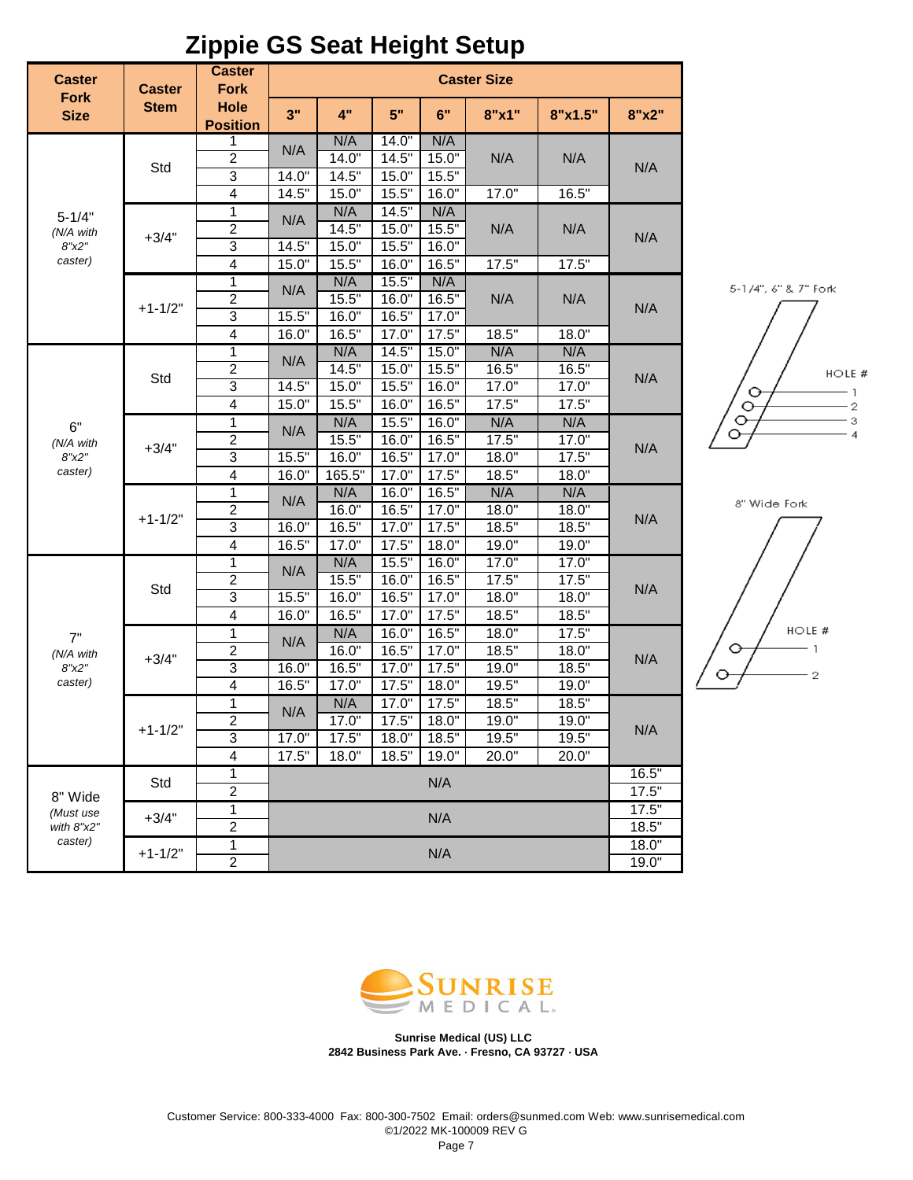# Zippie GS Seat Height Setup

| Caster Fork Size | Caster Stem | Caster Fork Hole Position | Caster Size | | | | | | |
|---|---|---|---|---|---|---|---|---|---|
| | | | 3" | 4" | 5" | 6" | 8"x1" | 8"x1.5" | 8"x2" |
| 5-1/4" *(N/A with 8"x2" caster)* | Std | 1 | N/A | N/A | 14.0" | N/A | N/A | N/A | N/A |
| | | 2 | | 14.0" | 14.5" | 15.0" | | | |
| | | 3 | 14.0" | 14.5" | 15.0" | 15.5" | | | |
| | | 4 | 14.5" | 15.0" | 15.5" | 16.0" | 17.0" | 16.5" | |
| | +3/4" | 1 | N/A | N/A | 14.5" | N/A | N/A | N/A | N/A |
| | | 2 | | 14.5" | 15.0" | 15.5" | | | |
| | | 3 | 14.5" | 15.0" | 15.5" | 16.0" | | | |
| | | 4 | 15.0" | 15.5" | 16.0" | 16.5" | 17.5" | 17.5" | |
| | +1-1/2" | 1 | N/A | N/A | 15.5" | N/A | N/A | N/A | N/A |
| | | 2 | | 15.5" | 16.0" | 16.5" | | | |
| | | 3 | 15.5" | 16.0" | 16.5" | 17.0" | | | |
| | | 4 | 16.0" | 16.5" | 17.0" | 17.5" | 18.5" | 18.0" | |
| 6" *(N/A with 8"x2" caster)* | Std | 1 | N/A | N/A | 14.5" | 15.0" | N/A | N/A | N/A |
| | | 2 | | 14.5" | 15.0" | 15.5" | 16.5" | 16.5" | |
| | | 3 | 14.5" | 15.0" | 15.5" | 16.0" | 17.0" | 17.0" | |
| | | 4 | 15.0" | 15.5" | 16.0" | 16.5" | 17.5" | 17.5" | |
| | +3/4" | 1 | N/A | N/A | 15.5" | 15.5" | N/A | N/A | N/A |
| | | 2 | | 15.5" | 16.0" | 16.5" | 17.5" | 17.0" | |
| | | 3 | 15.5" | 16.0" | 16.5" | 17.0" | 18.0" | 17.5" | |
| | | 4 | 16.0" | 165.5" | 17.0" | 17.5" | 18.5" | 18.0" | |
| | +1-1/2" | 1 | N/A | N/A | 16.0" | 16.5" | N/A | N/A | N/A |
| | | 2 | | 16.0" | 16.5" | 17.0" | 18.0" | 18.0" | |
| | | 3 | 16.0" | 16.5" | 17.0" | 17.5" | 18.5" | 18.5" | |
| | | 4 | 16.5" | 17.0" | 17.5" | 18.0" | 19.0" | 19.0" | |
| 7" *(N/A with 8"x2" caster)* | Std | 1 | N/A | N/A | 15.5" | 16.0" | 17.0" | 17.0" | N/A |
| | | 2 | | 15.5" | 16.0" | 16.5" | 17.5" | 17.5" | |
| | | 3 | 15.5" | 16.0" | 16.5" | 17.0" | 18.0" | 18.0" | |
| | | 4 | 16.0" | 16.5" | 17.0" | 17.5" | 18.5" | 18.5" | |
| | +3/4" | 1 | N/A | N/A | 16.0" | 16.5" | 18.0" | 17.5" | N/A |
| | | 2 | | 16.0" | 16.5" | 17.0" | 18.5" | 18.0" | |
| | | 3 | 16.0" | 16.5" | 17.0" | 17.5" | 19.0" | 18.5" | |
| | | 4 | 16.5" | 17.0" | 17.5" | 18.0" | 19.5" | 19.0" | |
| | +1-1/2" | 1 | N/A | N/A | 17.0" | 17.5" | 18.5" | 18.5" | N/A |
| | | 2 | | 17.0" | 17.5" | 18.0" | 19.0" | 19.0" | |
| | | 3 | 17.0" | 17.5" | 18.0" | 18.5" | 19.5" | 19.5" | |
| | | 4 | 17.5" | 18.0" | 18.5" | 19.0" | 20.0" | 20.0" | |
| 8" Wide *(Must use with 8"x2" caster)* | Std | 1 | N/A | | | | | | 16.5" |
| | | 2 | | | | | | | 17.5" |
| | +3/4" | 1 | N/A | | | | | | 17.5" |
| | | 2 | | | | | | | 18.5" |
| | +1-1/2" | 1 | N/A | | | | | | 18.0" |
| | | 2 | | | | | | | 19.0" |

5-1/4", 6" & 7" Fork

HOLE #
1
2
3
4

8" Wide Fork

HOLE #
1
2

**Sunrise Medical (US) LLC**
**2842 Business Park Ave. · Fresno, CA 93727 · USA**

Customer Service: 800-333-4000 Fax: 800-300-7502 Email: orders@sunmed.com Web: www.sunrisemedical.com
©1/2022 MK-100009 REV G